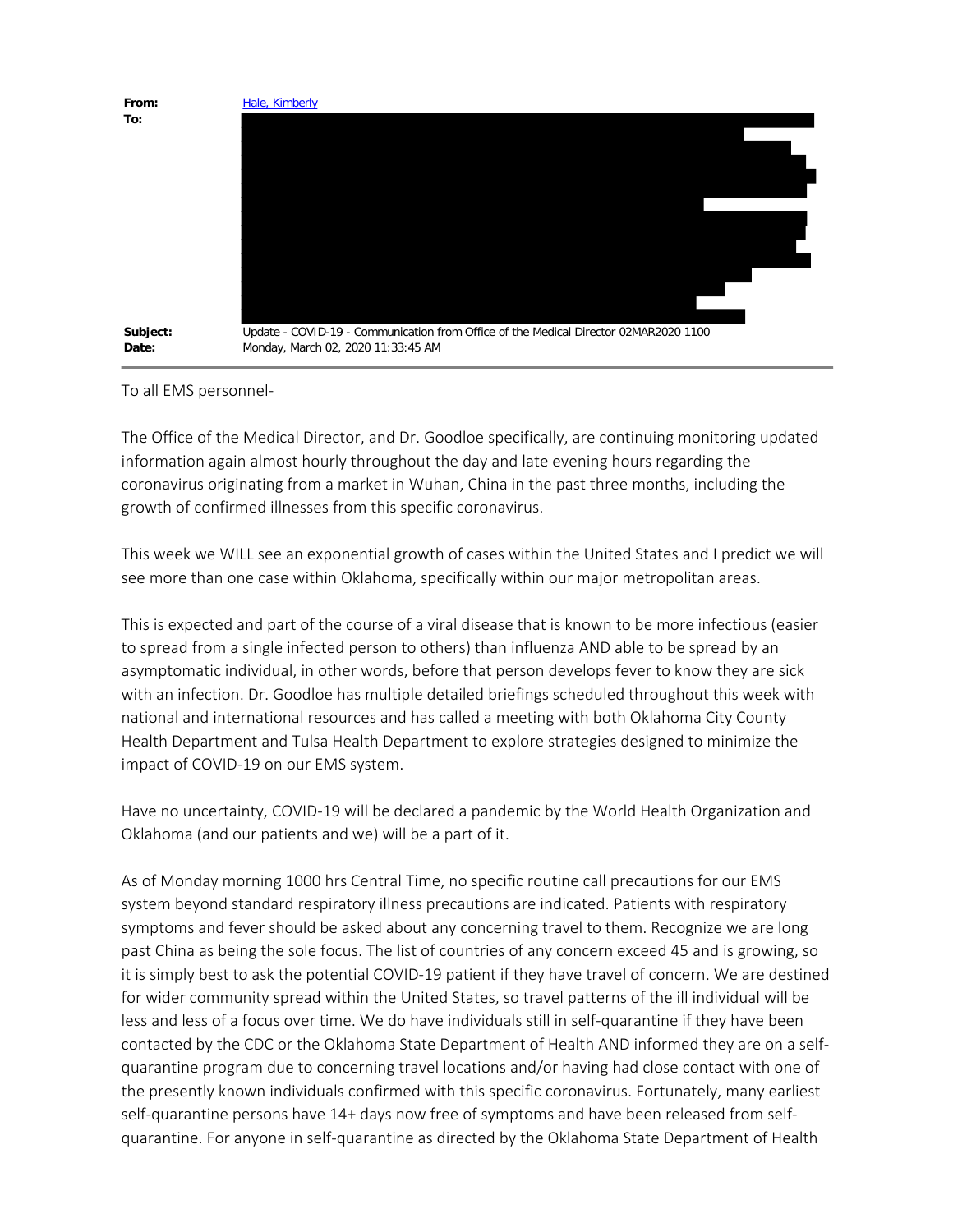**From:** Hale, Kimberly
**To:**
**Subject:** Update - COVID-19 - Communication from Office of the Medical Director 02MAR2020 1100
**Date:** Monday, March 02, 2020 11:33:45 AM

---

To all EMS personnel-

The Office of the Medical Director, and Dr. Goodloe specifically, are continuing monitoring updated information again almost hourly throughout the day and late evening hours regarding the coronavirus originating from a market in Wuhan, China in the past three months, including the growth of confirmed illnesses from this specific coronavirus.

This week we WILL see an exponential growth of cases within the United States and I predict we will see more than one case within Oklahoma, specifically within our major metropolitan areas.

This is expected and part of the course of a viral disease that is known to be more infectious (easier to spread from a single infected person to others) than influenza AND able to be spread by an asymptomatic individual, in other words, before that person develops fever to know they are sick with an infection. Dr. Goodloe has multiple detailed briefings scheduled throughout this week with national and international resources and has called a meeting with both Oklahoma City County Health Department and Tulsa Health Department to explore strategies designed to minimize the impact of COVID-19 on our EMS system.

Have no uncertainty, COVID-19 will be declared a pandemic by the World Health Organization and Oklahoma (and our patients and we) will be a part of it.

As of Monday morning 1000 hrs Central Time, no specific routine call precautions for our EMS system beyond standard respiratory illness precautions are indicated. Patients with respiratory symptoms and fever should be asked about any concerning travel to them. Recognize we are long past China as being the sole focus. The list of countries of any concern exceed 45 and is growing, so it is simply best to ask the potential COVID-19 patient if they have travel of concern. We are destined for wider community spread within the United States, so travel patterns of the ill individual will be less and less of a focus over time. We do have individuals still in self-quarantine if they have been contacted by the CDC or the Oklahoma State Department of Health AND informed they are on a self-quarantine program due to concerning travel locations and/or having had close contact with one of the presently known individuals confirmed with this specific coronavirus. Fortunately, many earliest self-quarantine persons have 14+ days now free of symptoms and have been released from self-quarantine. For anyone in self-quarantine as directed by the Oklahoma State Department of Health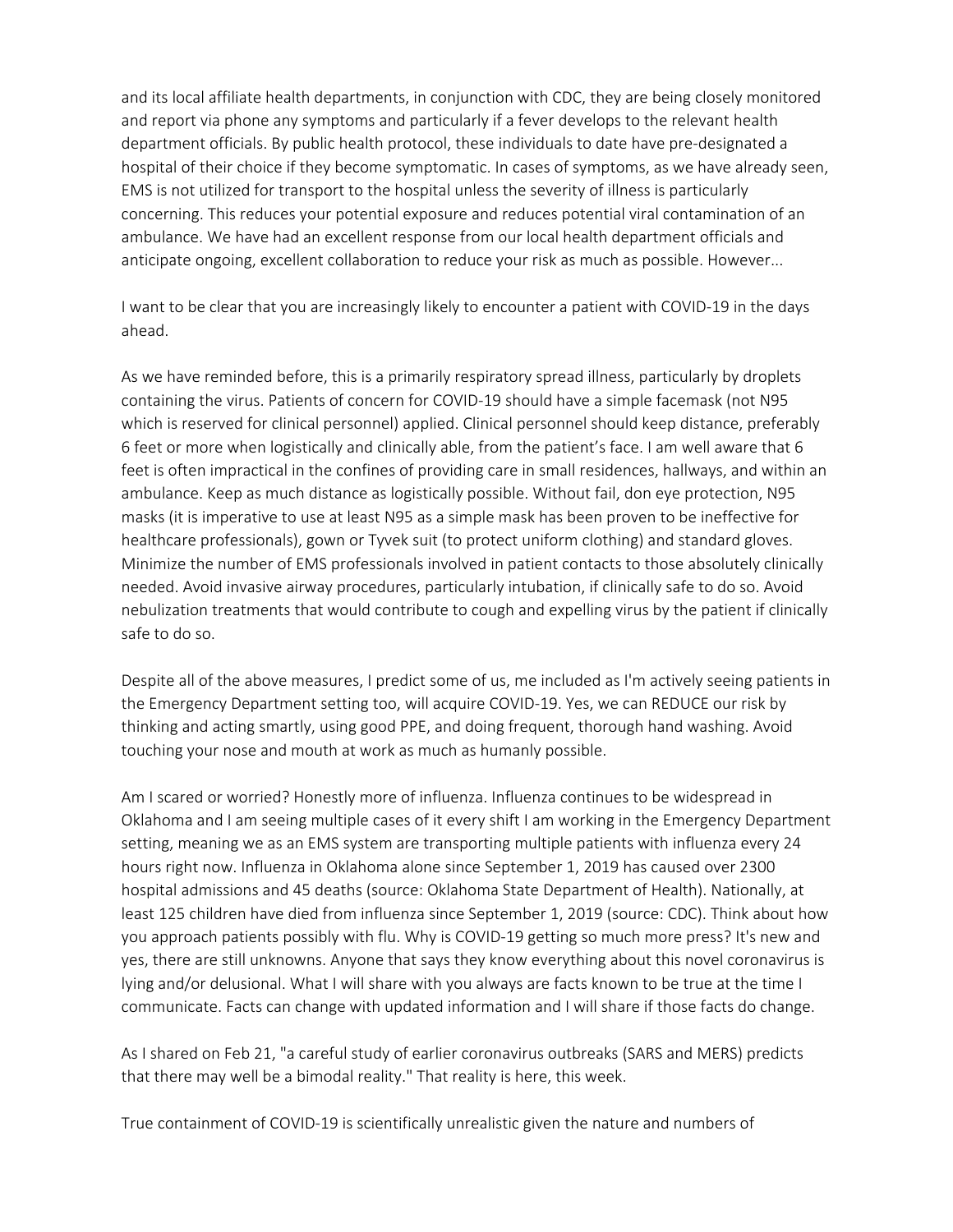and its local affiliate health departments, in conjunction with CDC, they are being closely monitored and report via phone any symptoms and particularly if a fever develops to the relevant health department officials. By public health protocol, these individuals to date have pre-designated a hospital of their choice if they become symptomatic. In cases of symptoms, as we have already seen, EMS is not utilized for transport to the hospital unless the severity of illness is particularly concerning. This reduces your potential exposure and reduces potential viral contamination of an ambulance. We have had an excellent response from our local health department officials and anticipate ongoing, excellent collaboration to reduce your risk as much as possible. However...

I want to be clear that you are increasingly likely to encounter a patient with COVID-19 in the days ahead.

As we have reminded before, this is a primarily respiratory spread illness, particularly by droplets containing the virus. Patients of concern for COVID-19 should have a simple facemask (not N95 which is reserved for clinical personnel) applied. Clinical personnel should keep distance, preferably 6 feet or more when logistically and clinically able, from the patient's face. I am well aware that 6 feet is often impractical in the confines of providing care in small residences, hallways, and within an ambulance. Keep as much distance as logistically possible. Without fail, don eye protection, N95 masks (it is imperative to use at least N95 as a simple mask has been proven to be ineffective for healthcare professionals), gown or Tyvek suit (to protect uniform clothing) and standard gloves. Minimize the number of EMS professionals involved in patient contacts to those absolutely clinically needed. Avoid invasive airway procedures, particularly intubation, if clinically safe to do so. Avoid nebulization treatments that would contribute to cough and expelling virus by the patient if clinically safe to do so.

Despite all of the above measures, I predict some of us, me included as I'm actively seeing patients in the Emergency Department setting too, will acquire COVID-19. Yes, we can REDUCE our risk by thinking and acting smartly, using good PPE, and doing frequent, thorough hand washing. Avoid touching your nose and mouth at work as much as humanly possible.

Am I scared or worried? Honestly more of influenza. Influenza continues to be widespread in Oklahoma and I am seeing multiple cases of it every shift I am working in the Emergency Department setting, meaning we as an EMS system are transporting multiple patients with influenza every 24 hours right now. Influenza in Oklahoma alone since September 1, 2019 has caused over 2300 hospital admissions and 45 deaths (source: Oklahoma State Department of Health). Nationally, at least 125 children have died from influenza since September 1, 2019 (source: CDC). Think about how you approach patients possibly with flu. Why is COVID-19 getting so much more press? It's new and yes, there are still unknowns. Anyone that says they know everything about this novel coronavirus is lying and/or delusional. What I will share with you always are facts known to be true at the time I communicate. Facts can change with updated information and I will share if those facts do change.

As I shared on Feb 21, "a careful study of earlier coronavirus outbreaks (SARS and MERS) predicts that there may well be a bimodal reality." That reality is here, this week.

True containment of COVID-19 is scientifically unrealistic given the nature and numbers of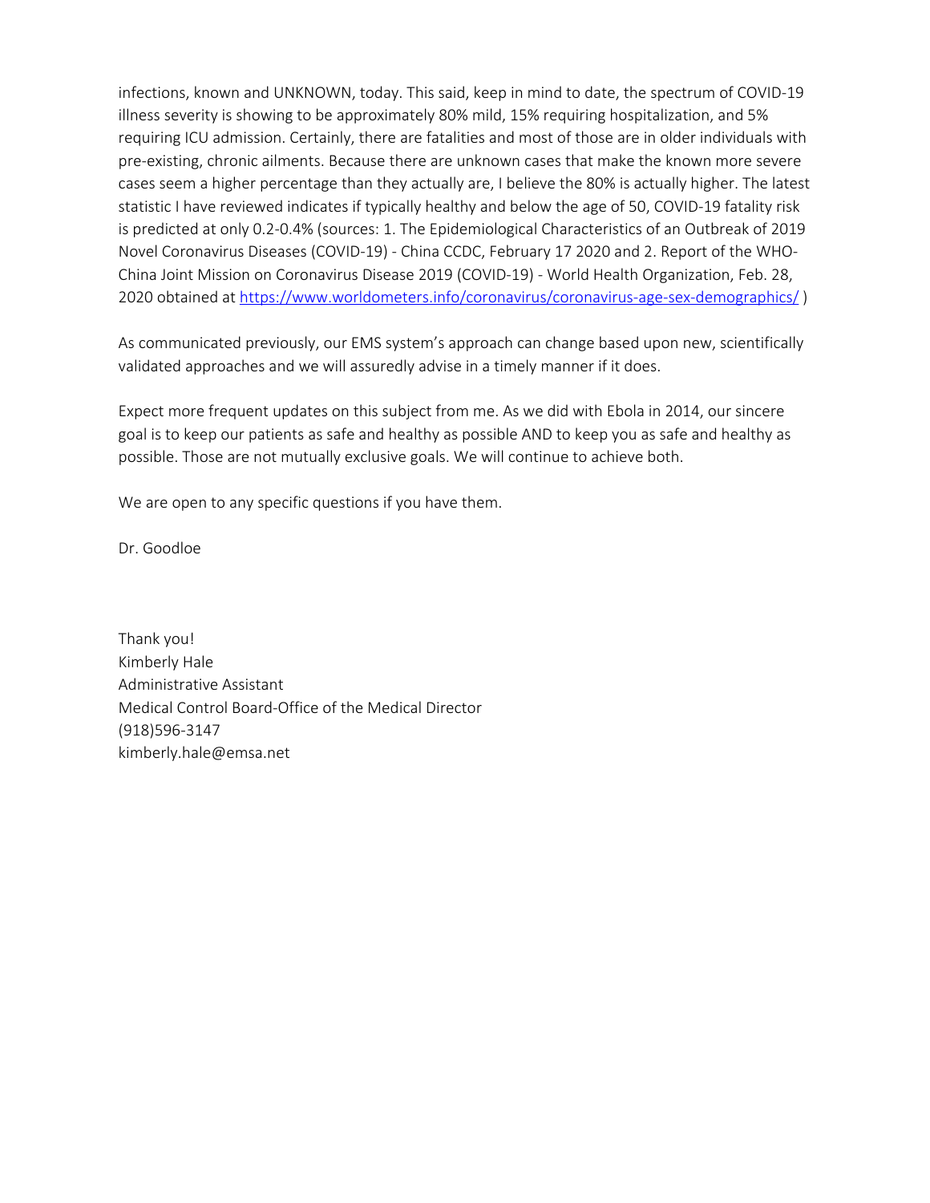infections, known and UNKNOWN, today. This said, keep in mind to date, the spectrum of COVID-19 illness severity is showing to be approximately 80% mild, 15% requiring hospitalization, and 5% requiring ICU admission. Certainly, there are fatalities and most of those are in older individuals with pre-existing, chronic ailments. Because there are unknown cases that make the known more severe cases seem a higher percentage than they actually are, I believe the 80% is actually higher. The latest statistic I have reviewed indicates if typically healthy and below the age of 50, COVID-19 fatality risk is predicted at only 0.2-0.4% (sources: 1. The Epidemiological Characteristics of an Outbreak of 2019 Novel Coronavirus Diseases (COVID-19) - China CCDC, February 17 2020 and 2. Report of the WHO-China Joint Mission on Coronavirus Disease 2019 (COVID-19) - World Health Organization, Feb. 28, 2020 obtained at https://www.worldometers.info/coronavirus/coronavirus-age-sex-demographics/ )

As communicated previously, our EMS system's approach can change based upon new, scientifically validated approaches and we will assuredly advise in a timely manner if it does.

Expect more frequent updates on this subject from me. As we did with Ebola in 2014, our sincere goal is to keep our patients as safe and healthy as possible AND to keep you as safe and healthy as possible. Those are not mutually exclusive goals. We will continue to achieve both.

We are open to any specific questions if you have them.

Dr. Goodloe

Thank you!
Kimberly Hale
Administrative Assistant
Medical Control Board-Office of the Medical Director
(918)596-3147
kimberly.hale@emsa.net